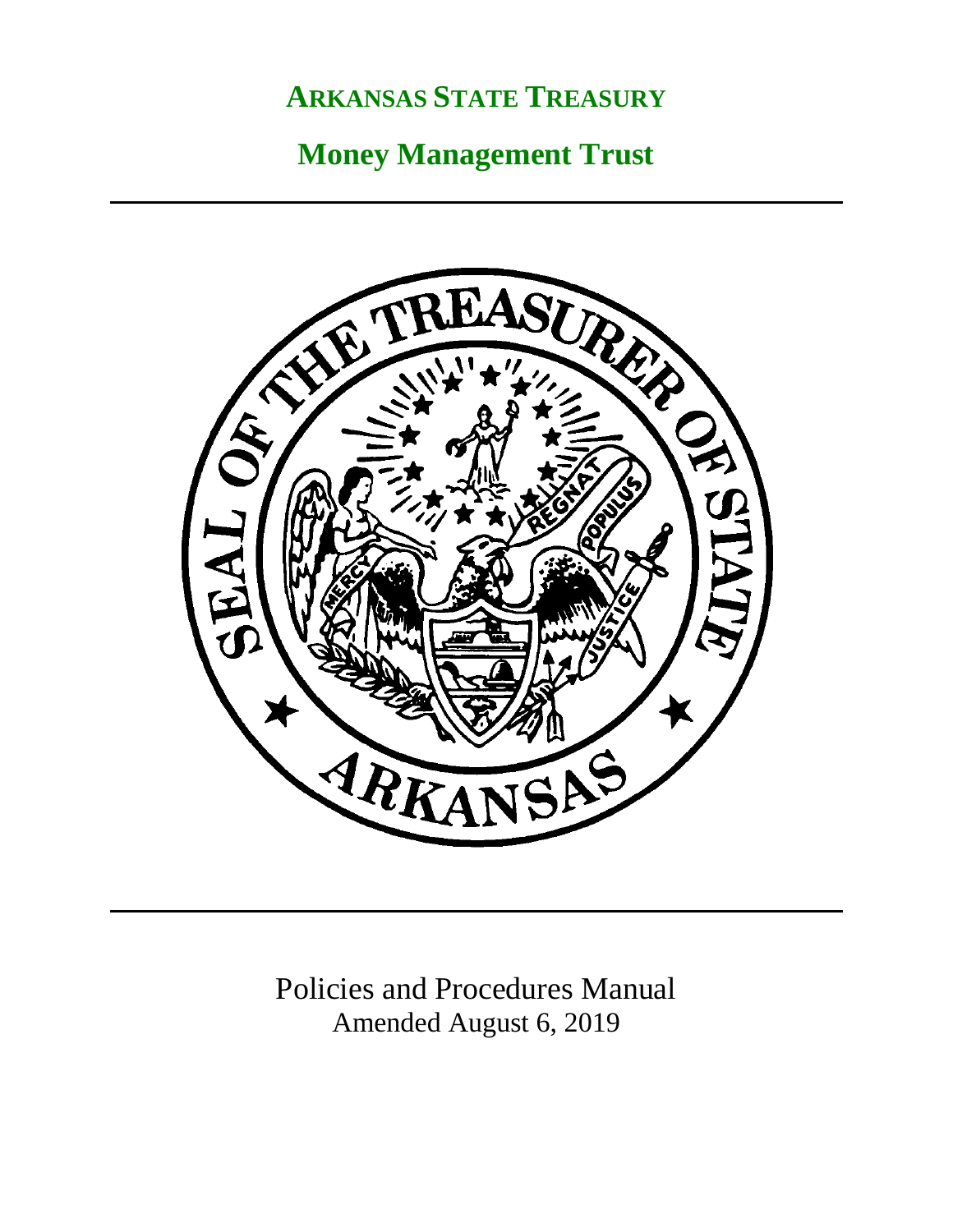# ARKANSAS STATE TREASURY

## Money Management Trust

Policies and Procedures Manual
Amended August 6, 2019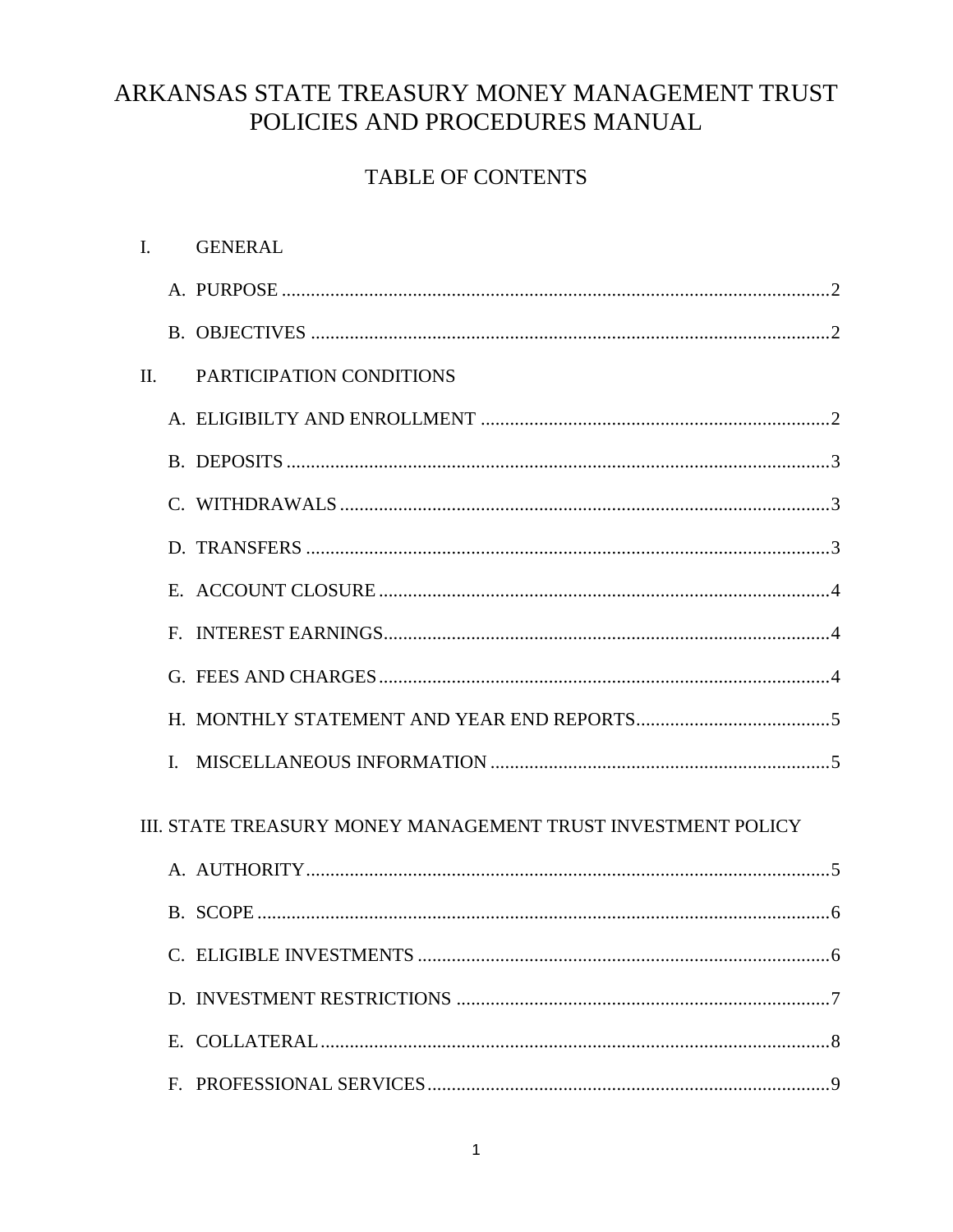# ARKANSAS STATE TREASURY MONEY MANAGEMENT TRUST POLICIES AND PROCEDURES MANUAL

## TABLE OF CONTENTS

I. GENERAL

- A. PURPOSE ........................................................................................................2
- B. OBJECTIVES ...................................................................................................2

II. PARTICIPATION CONDITIONS

- A. ELIGIBILTY AND ENROLLMENT ..................................................................2
- B. DEPOSITS ........................................................................................................3
- C. WITHDRAWALS ..............................................................................................3
- D. TRANSFERS ....................................................................................................3
- E. ACCOUNT CLOSURE .......................................................................................4
- F. INTEREST EARNINGS......................................................................................4
- G. FEES AND CHARGES .......................................................................................4
- H. MONTHLY STATEMENT AND YEAR END REPORTS...................................5
- I. MISCELLANEOUS INFORMATION .................................................................5

III. STATE TREASURY MONEY MANAGEMENT TRUST INVESTMENT POLICY

- A. AUTHORITY.....................................................................................................5
- B. SCOPE ..............................................................................................................6
- C. ELIGIBLE INVESTMENTS ...............................................................................6
- D. INVESTMENT RESTRICTIONS .......................................................................7
- E. COLLATERAL...................................................................................................8
- F. PROFESSIONAL SERVICES .............................................................................9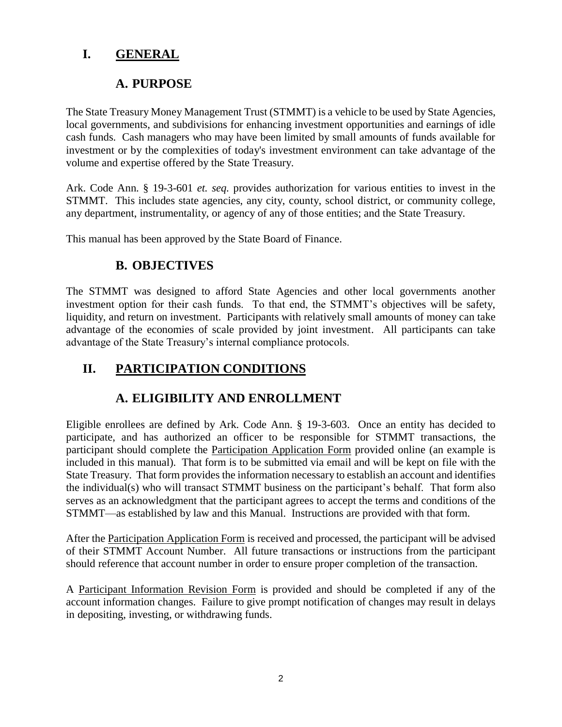# I. GENERAL

## A. PURPOSE

The State Treasury Money Management Trust (STMMT) is a vehicle to be used by State Agencies, local governments, and subdivisions for enhancing investment opportunities and earnings of idle cash funds. Cash managers who may have been limited by small amounts of funds available for investment or by the complexities of today's investment environment can take advantage of the volume and expertise offered by the State Treasury.

Ark. Code Ann. § 19-3-601 *et. seq.* provides authorization for various entities to invest in the STMMT. This includes state agencies, any city, county, school district, or community college, any department, instrumentality, or agency of any of those entities; and the State Treasury.

This manual has been approved by the State Board of Finance.

## B. OBJECTIVES

The STMMT was designed to afford State Agencies and other local governments another investment option for their cash funds. To that end, the STMMT's objectives will be safety, liquidity, and return on investment. Participants with relatively small amounts of money can take advantage of the economies of scale provided by joint investment. All participants can take advantage of the State Treasury's internal compliance protocols.

# II. PARTICIPATION CONDITIONS

## A. ELIGIBILITY AND ENROLLMENT

Eligible enrollees are defined by Ark. Code Ann. § 19-3-603. Once an entity has decided to participate, and has authorized an officer to be responsible for STMMT transactions, the participant should complete the Participation Application Form provided online (an example is included in this manual). That form is to be submitted via email and will be kept on file with the State Treasury. That form provides the information necessary to establish an account and identifies the individual(s) who will transact STMMT business on the participant's behalf. That form also serves as an acknowledgment that the participant agrees to accept the terms and conditions of the STMMT—as established by law and this Manual. Instructions are provided with that form.

After the Participation Application Form is received and processed, the participant will be advised of their STMMT Account Number. All future transactions or instructions from the participant should reference that account number in order to ensure proper completion of the transaction.

A Participant Information Revision Form is provided and should be completed if any of the account information changes. Failure to give prompt notification of changes may result in delays in depositing, investing, or withdrawing funds.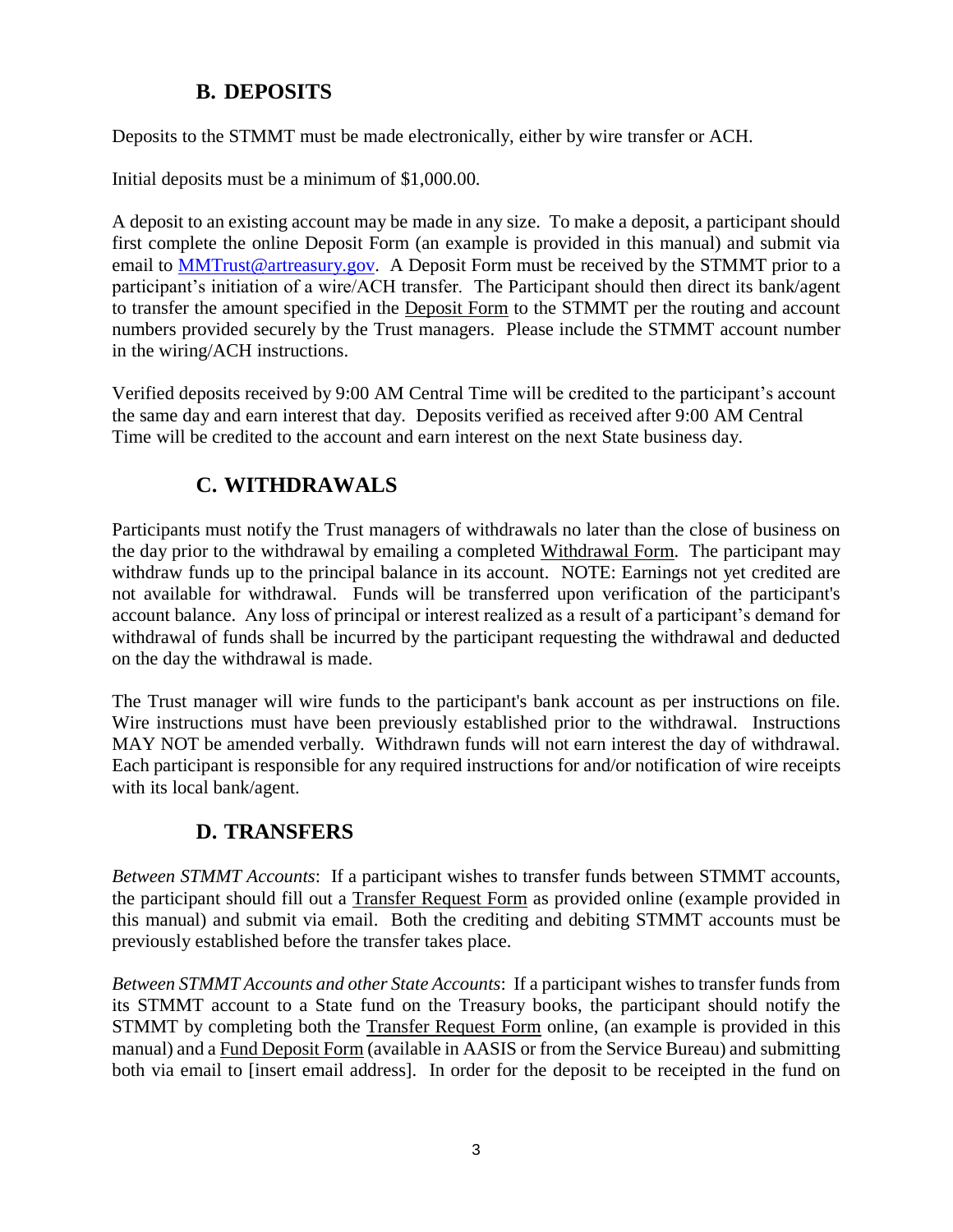## B. DEPOSITS

Deposits to the STMMT must be made electronically, either by wire transfer or ACH.

Initial deposits must be a minimum of $1,000.00.

A deposit to an existing account may be made in any size. To make a deposit, a participant should first complete the online Deposit Form (an example is provided in this manual) and submit via email to MMTrust@artreasury.gov. A Deposit Form must be received by the STMMT prior to a participant's initiation of a wire/ACH transfer. The Participant should then direct its bank/agent to transfer the amount specified in the Deposit Form to the STMMT per the routing and account numbers provided securely by the Trust managers. Please include the STMMT account number in the wiring/ACH instructions.

Verified deposits received by 9:00 AM Central Time will be credited to the participant's account the same day and earn interest that day. Deposits verified as received after 9:00 AM Central Time will be credited to the account and earn interest on the next State business day.

## C. WITHDRAWALS

Participants must notify the Trust managers of withdrawals no later than the close of business on the day prior to the withdrawal by emailing a completed Withdrawal Form. The participant may withdraw funds up to the principal balance in its account. NOTE: Earnings not yet credited are not available for withdrawal. Funds will be transferred upon verification of the participant's account balance. Any loss of principal or interest realized as a result of a participant's demand for withdrawal of funds shall be incurred by the participant requesting the withdrawal and deducted on the day the withdrawal is made.

The Trust manager will wire funds to the participant's bank account as per instructions on file. Wire instructions must have been previously established prior to the withdrawal. Instructions MAY NOT be amended verbally. Withdrawn funds will not earn interest the day of withdrawal. Each participant is responsible for any required instructions for and/or notification of wire receipts with its local bank/agent.

## D. TRANSFERS

*Between STMMT Accounts*: If a participant wishes to transfer funds between STMMT accounts, the participant should fill out a Transfer Request Form as provided online (example provided in this manual) and submit via email. Both the crediting and debiting STMMT accounts must be previously established before the transfer takes place.

*Between STMMT Accounts and other State Accounts*: If a participant wishes to transfer funds from its STMMT account to a State fund on the Treasury books, the participant should notify the STMMT by completing both the Transfer Request Form online, (an example is provided in this manual) and a Fund Deposit Form (available in AASIS or from the Service Bureau) and submitting both via email to [insert email address]. In order for the deposit to be receipted in the fund on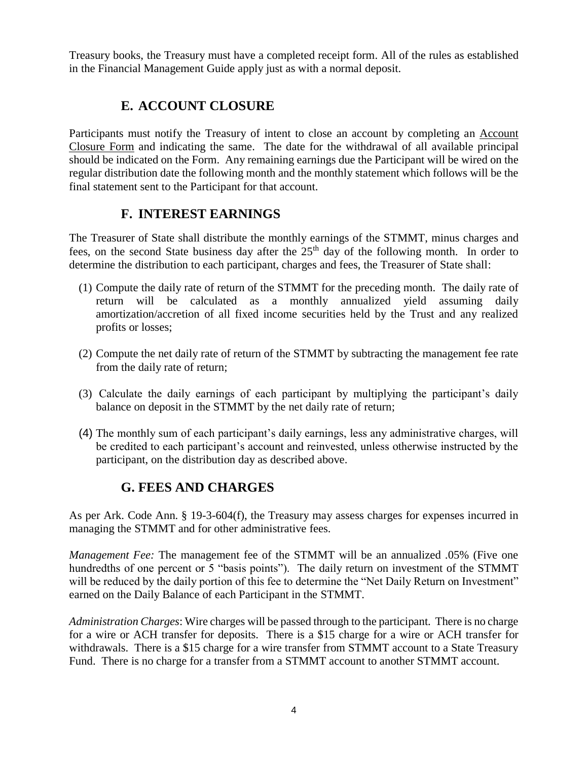Treasury books, the Treasury must have a completed receipt form. All of the rules as established in the Financial Management Guide apply just as with a normal deposit.

## E. ACCOUNT CLOSURE

Participants must notify the Treasury of intent to close an account by completing an Account Closure Form and indicating the same. The date for the withdrawal of all available principal should be indicated on the Form. Any remaining earnings due the Participant will be wired on the regular distribution date the following month and the monthly statement which follows will be the final statement sent to the Participant for that account.

## F. INTEREST EARNINGS

The Treasurer of State shall distribute the monthly earnings of the STMMT, minus charges and fees, on the second State business day after the 25th day of the following month. In order to determine the distribution to each participant, charges and fees, the Treasurer of State shall:

(1) Compute the daily rate of return of the STMMT for the preceding month. The daily rate of return will be calculated as a monthly annualized yield assuming daily amortization/accretion of all fixed income securities held by the Trust and any realized profits or losses;

(2) Compute the net daily rate of return of the STMMT by subtracting the management fee rate from the daily rate of return;

(3) Calculate the daily earnings of each participant by multiplying the participant's daily balance on deposit in the STMMT by the net daily rate of return;

(4) The monthly sum of each participant's daily earnings, less any administrative charges, will be credited to each participant's account and reinvested, unless otherwise instructed by the participant, on the distribution day as described above.

## G. FEES AND CHARGES

As per Ark. Code Ann. § 19-3-604(f), the Treasury may assess charges for expenses incurred in managing the STMMT and for other administrative fees.

*Management Fee:* The management fee of the STMMT will be an annualized .05% (Five one hundredths of one percent or 5 "basis points"). The daily return on investment of the STMMT will be reduced by the daily portion of this fee to determine the "Net Daily Return on Investment" earned on the Daily Balance of each Participant in the STMMT.

*Administration Charges*: Wire charges will be passed through to the participant. There is no charge for a wire or ACH transfer for deposits. There is a $15 charge for a wire or ACH transfer for withdrawals. There is a $15 charge for a wire transfer from STMMT account to a State Treasury Fund. There is no charge for a transfer from a STMMT account to another STMMT account.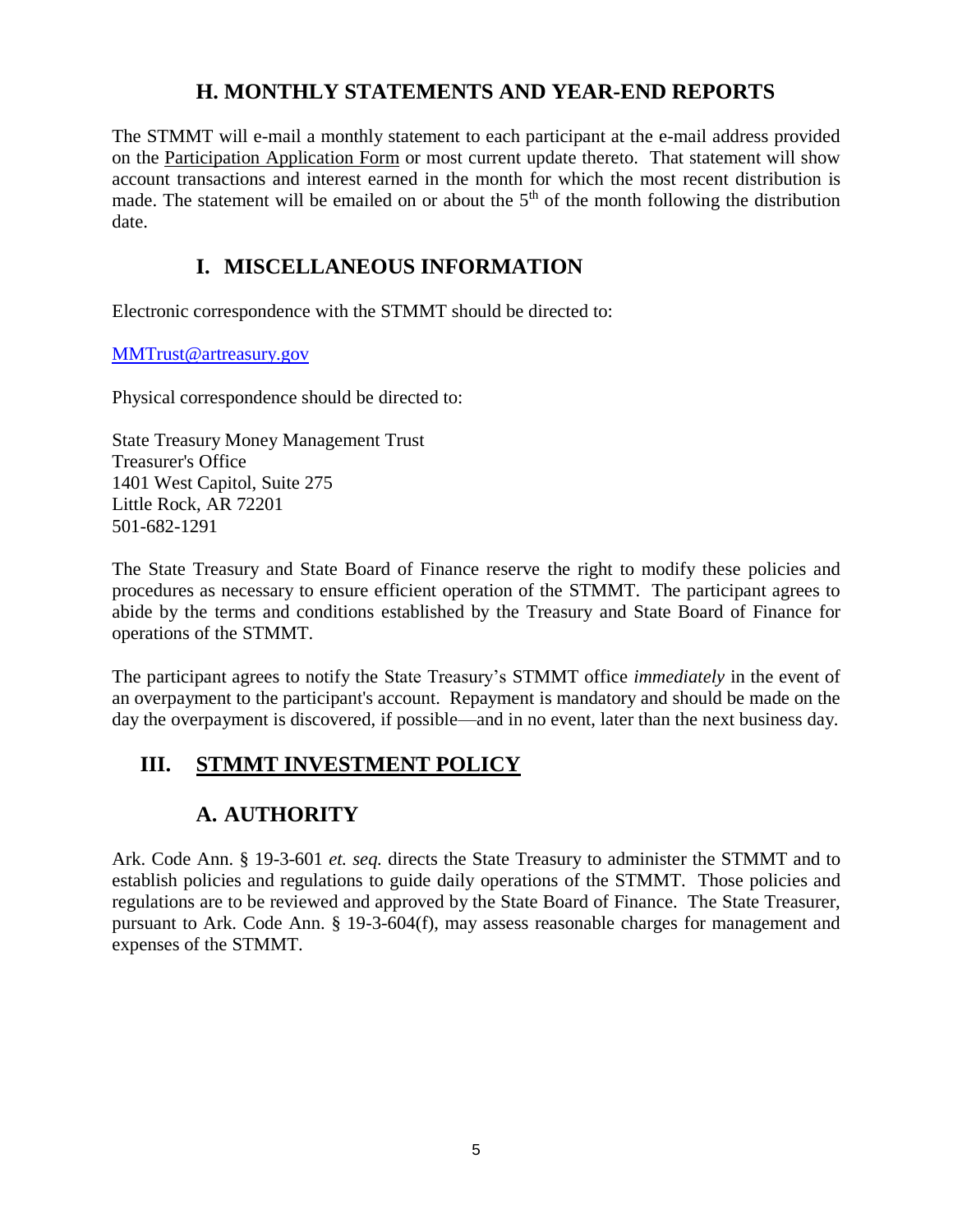## H. MONTHLY STATEMENTS AND YEAR-END REPORTS

The STMMT will e-mail a monthly statement to each participant at the e-mail address provided on the Participation Application Form or most current update thereto. That statement will show account transactions and interest earned in the month for which the most recent distribution is made. The statement will be emailed on or about the 5th of the month following the distribution date.

## I. MISCELLANEOUS INFORMATION

Electronic correspondence with the STMMT should be directed to:

MMTrust@artreasury.gov

Physical correspondence should be directed to:

State Treasury Money Management Trust
Treasurer's Office
1401 West Capitol, Suite 275
Little Rock, AR 72201
501-682-1291

The State Treasury and State Board of Finance reserve the right to modify these policies and procedures as necessary to ensure efficient operation of the STMMT. The participant agrees to abide by the terms and conditions established by the Treasury and State Board of Finance for operations of the STMMT.

The participant agrees to notify the State Treasury's STMMT office *immediately* in the event of an overpayment to the participant's account. Repayment is mandatory and should be made on the day the overpayment is discovered, if possible—and in no event, later than the next business day.

# III. STMMT INVESTMENT POLICY

## A. AUTHORITY

Ark. Code Ann. § 19-3-601 *et. seq.* directs the State Treasury to administer the STMMT and to establish policies and regulations to guide daily operations of the STMMT. Those policies and regulations are to be reviewed and approved by the State Board of Finance. The State Treasurer, pursuant to Ark. Code Ann. § 19-3-604(f), may assess reasonable charges for management and expenses of the STMMT.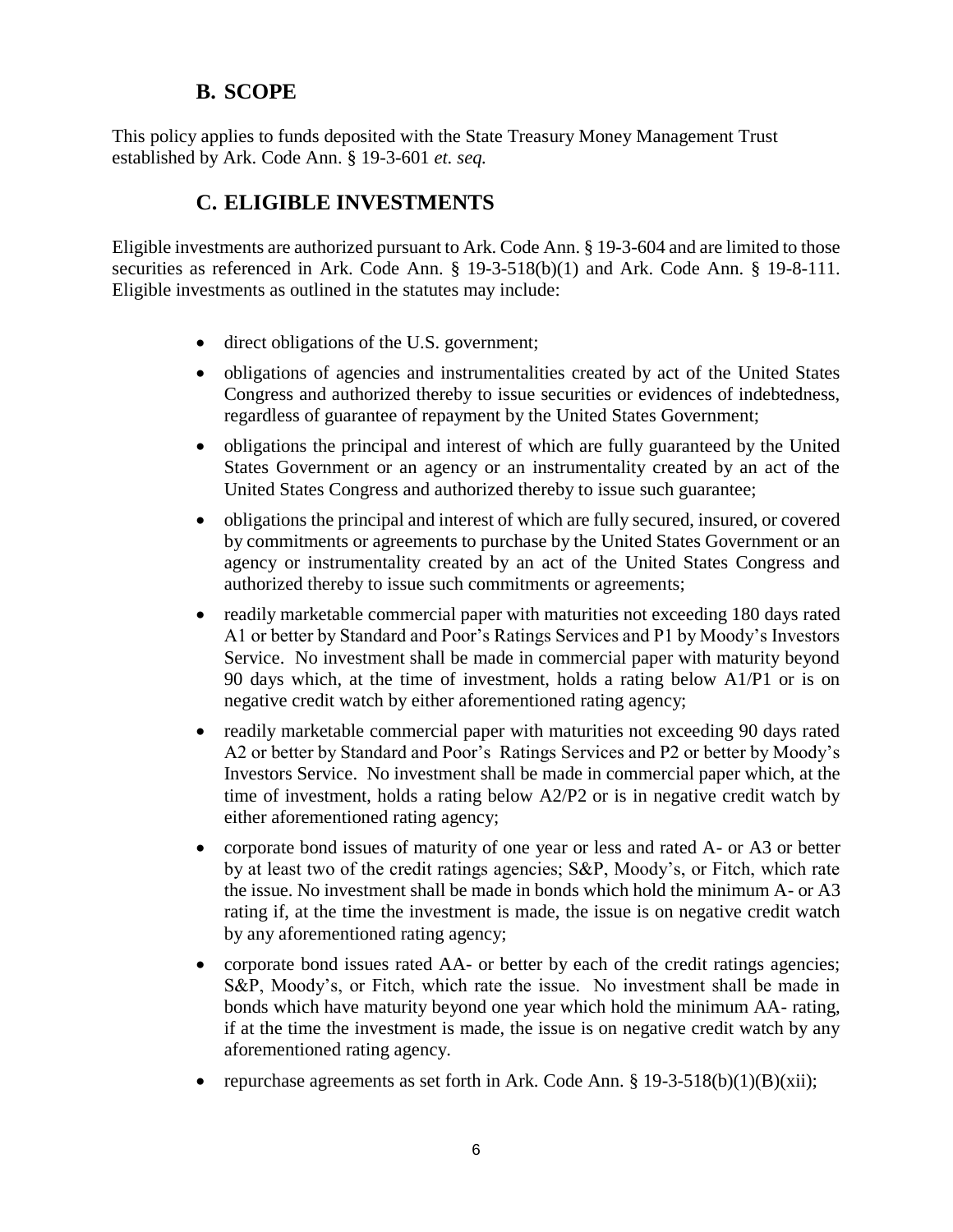## B. SCOPE

This policy applies to funds deposited with the State Treasury Money Management Trust established by Ark. Code Ann. § 19-3-601 *et. seq.*

## C. ELIGIBLE INVESTMENTS

Eligible investments are authorized pursuant to Ark. Code Ann. § 19-3-604 and are limited to those securities as referenced in Ark. Code Ann. § 19-3-518(b)(1) and Ark. Code Ann. § 19-8-111. Eligible investments as outlined in the statutes may include:

- direct obligations of the U.S. government;
- obligations of agencies and instrumentalities created by act of the United States Congress and authorized thereby to issue securities or evidences of indebtedness, regardless of guarantee of repayment by the United States Government;
- obligations the principal and interest of which are fully guaranteed by the United States Government or an agency or an instrumentality created by an act of the United States Congress and authorized thereby to issue such guarantee;
- obligations the principal and interest of which are fully secured, insured, or covered by commitments or agreements to purchase by the United States Government or an agency or instrumentality created by an act of the United States Congress and authorized thereby to issue such commitments or agreements;
- readily marketable commercial paper with maturities not exceeding 180 days rated A1 or better by Standard and Poor's Ratings Services and P1 by Moody's Investors Service. No investment shall be made in commercial paper with maturity beyond 90 days which, at the time of investment, holds a rating below A1/P1 or is on negative credit watch by either aforementioned rating agency;
- readily marketable commercial paper with maturities not exceeding 90 days rated A2 or better by Standard and Poor's Ratings Services and P2 or better by Moody's Investors Service. No investment shall be made in commercial paper which, at the time of investment, holds a rating below A2/P2 or is in negative credit watch by either aforementioned rating agency;
- corporate bond issues of maturity of one year or less and rated A- or A3 or better by at least two of the credit ratings agencies; S&P, Moody's, or Fitch, which rate the issue. No investment shall be made in bonds which hold the minimum A- or A3 rating if, at the time the investment is made, the issue is on negative credit watch by any aforementioned rating agency;
- corporate bond issues rated AA- or better by each of the credit ratings agencies; S&P, Moody's, or Fitch, which rate the issue. No investment shall be made in bonds which have maturity beyond one year which hold the minimum AA- rating, if at the time the investment is made, the issue is on negative credit watch by any aforementioned rating agency.
- repurchase agreements as set forth in Ark. Code Ann. § 19-3-518(b)(1)(B)(xii);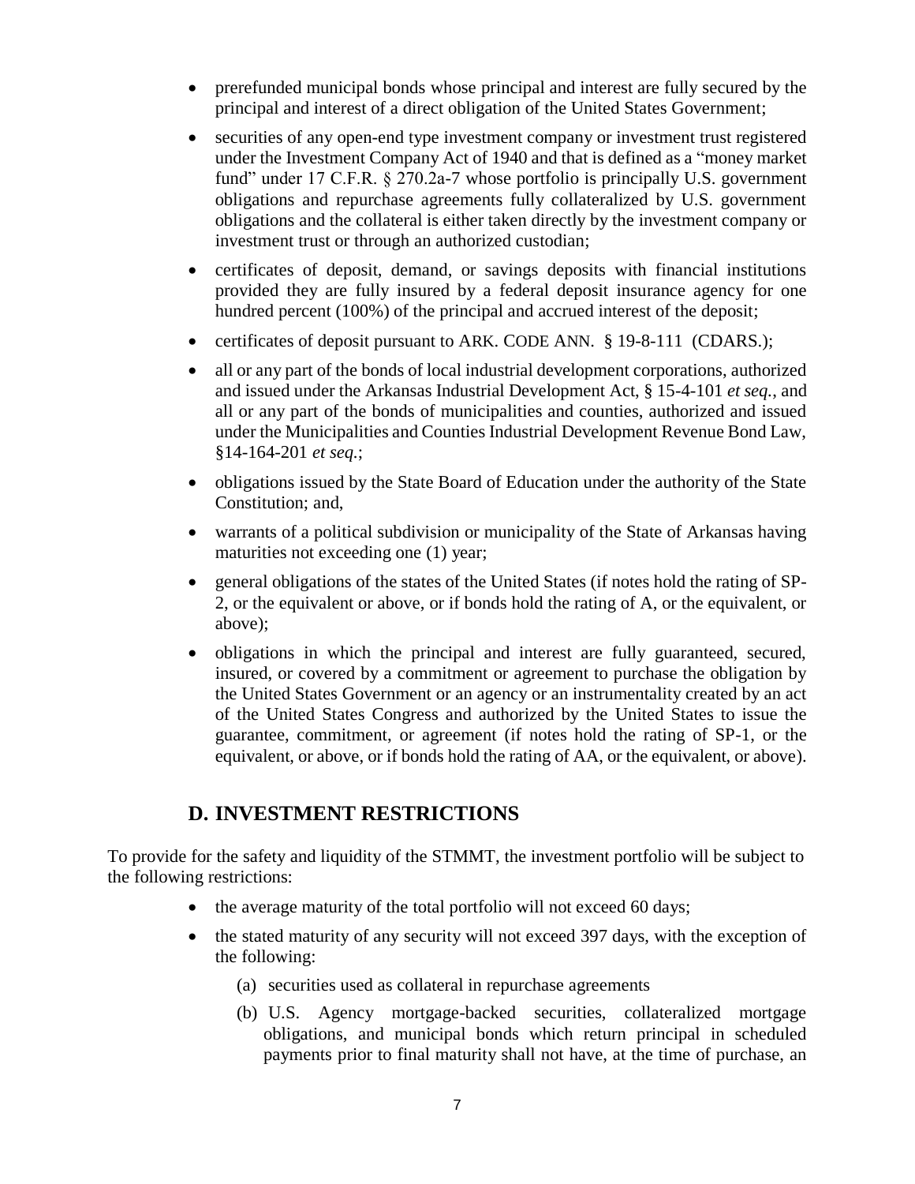- prerefunded municipal bonds whose principal and interest are fully secured by the principal and interest of a direct obligation of the United States Government;
- securities of any open-end type investment company or investment trust registered under the Investment Company Act of 1940 and that is defined as a "money market fund" under 17 C.F.R. § 270.2a-7 whose portfolio is principally U.S. government obligations and repurchase agreements fully collateralized by U.S. government obligations and the collateral is either taken directly by the investment company or investment trust or through an authorized custodian;
- certificates of deposit, demand, or savings deposits with financial institutions provided they are fully insured by a federal deposit insurance agency for one hundred percent (100%) of the principal and accrued interest of the deposit;
- certificates of deposit pursuant to ARK. CODE ANN. § 19-8-111 (CDARS.);
- all or any part of the bonds of local industrial development corporations, authorized and issued under the Arkansas Industrial Development Act, § 15-4-101 *et seq.*, and all or any part of the bonds of municipalities and counties, authorized and issued under the Municipalities and Counties Industrial Development Revenue Bond Law, §14-164-201 *et seq.*;
- obligations issued by the State Board of Education under the authority of the State Constitution; and,
- warrants of a political subdivision or municipality of the State of Arkansas having maturities not exceeding one (1) year;
- general obligations of the states of the United States (if notes hold the rating of SP-2, or the equivalent or above, or if bonds hold the rating of A, or the equivalent, or above);
- obligations in which the principal and interest are fully guaranteed, secured, insured, or covered by a commitment or agreement to purchase the obligation by the United States Government or an agency or an instrumentality created by an act of the United States Congress and authorized by the United States to issue the guarantee, commitment, or agreement (if notes hold the rating of SP-1, or the equivalent, or above, or if bonds hold the rating of AA, or the equivalent, or above).

## D. INVESTMENT RESTRICTIONS

To provide for the safety and liquidity of the STMMT, the investment portfolio will be subject to the following restrictions:

- the average maturity of the total portfolio will not exceed 60 days;
- the stated maturity of any security will not exceed 397 days, with the exception of the following:
  - (a) securities used as collateral in repurchase agreements
  - (b) U.S. Agency mortgage-backed securities, collateralized mortgage obligations, and municipal bonds which return principal in scheduled payments prior to final maturity shall not have, at the time of purchase, an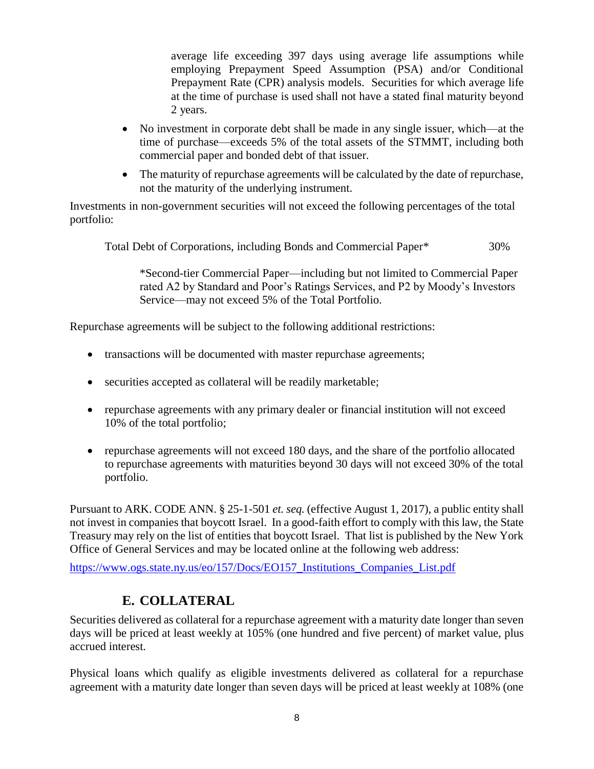average life exceeding 397 days using average life assumptions while employing Prepayment Speed Assumption (PSA) and/or Conditional Prepayment Rate (CPR) analysis models. Securities for which average life at the time of purchase is used shall not have a stated final maturity beyond 2 years.

- No investment in corporate debt shall be made in any single issuer, which—at the time of purchase—exceeds 5% of the total assets of the STMMT, including both commercial paper and bonded debt of that issuer.
- The maturity of repurchase agreements will be calculated by the date of repurchase, not the maturity of the underlying instrument.

Investments in non-government securities will not exceed the following percentages of the total portfolio:

Total Debt of Corporations, including Bonds and Commercial Paper* 30%

*Second-tier Commercial Paper—including but not limited to Commercial Paper rated A2 by Standard and Poor's Ratings Services, and P2 by Moody's Investors Service—may not exceed 5% of the Total Portfolio.

Repurchase agreements will be subject to the following additional restrictions:

- transactions will be documented with master repurchase agreements;
- securities accepted as collateral will be readily marketable;
- repurchase agreements with any primary dealer or financial institution will not exceed 10% of the total portfolio;
- repurchase agreements will not exceed 180 days, and the share of the portfolio allocated to repurchase agreements with maturities beyond 30 days will not exceed 30% of the total portfolio.

Pursuant to ARK. CODE ANN. § 25-1-501 *et. seq.* (effective August 1, 2017), a public entity shall not invest in companies that boycott Israel. In a good-faith effort to comply with this law, the State Treasury may rely on the list of entities that boycott Israel. That list is published by the New York Office of General Services and may be located online at the following web address:

https://www.ogs.state.ny.us/eo/157/Docs/EO157_Institutions_Companies_List.pdf

## E. COLLATERAL

Securities delivered as collateral for a repurchase agreement with a maturity date longer than seven days will be priced at least weekly at 105% (one hundred and five percent) of market value, plus accrued interest.

Physical loans which qualify as eligible investments delivered as collateral for a repurchase agreement with a maturity date longer than seven days will be priced at least weekly at 108% (one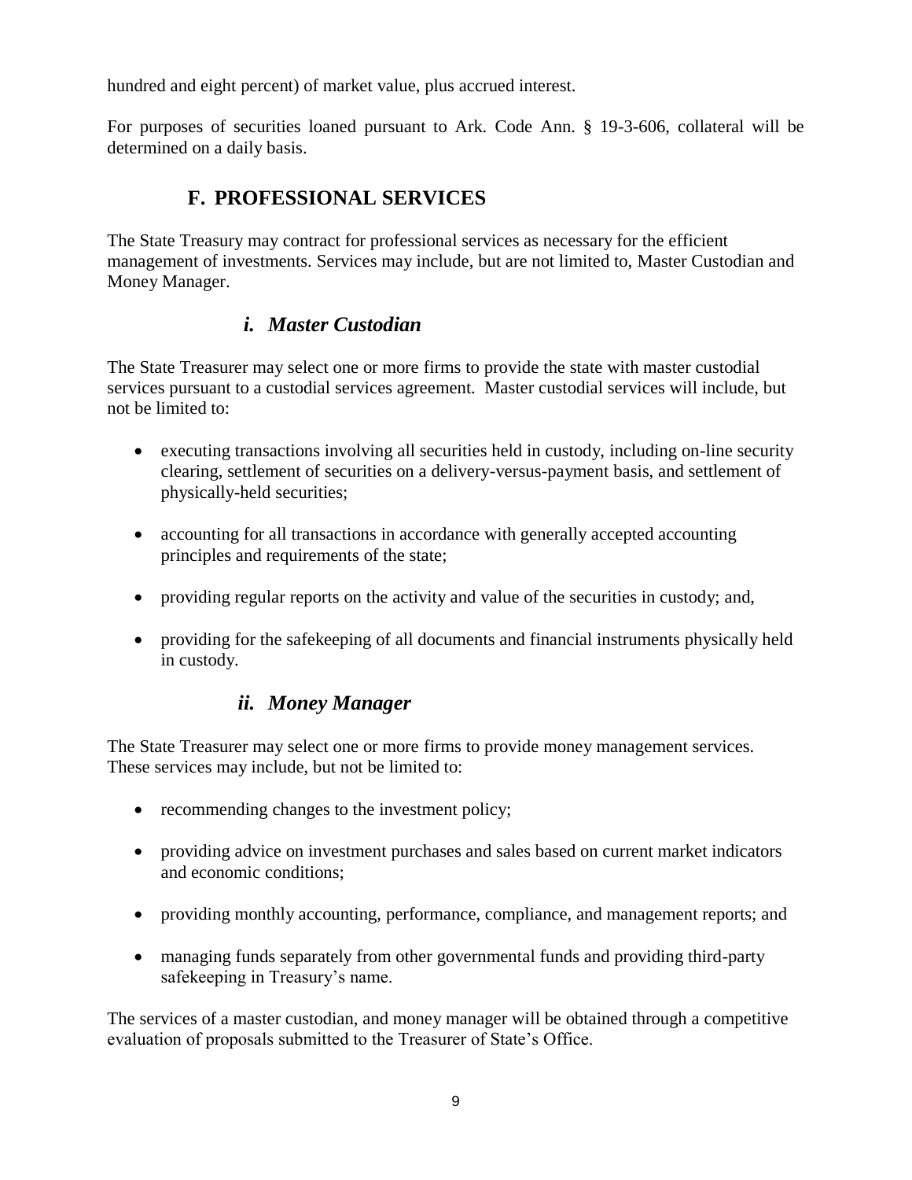hundred and eight percent) of market value, plus accrued interest.

For purposes of securities loaned pursuant to Ark. Code Ann. § 19-3-606, collateral will be determined on a daily basis.

## F. PROFESSIONAL SERVICES

The State Treasury may contract for professional services as necessary for the efficient management of investments. Services may include, but are not limited to, Master Custodian and Money Manager.

### *i. Master Custodian*

The State Treasurer may select one or more firms to provide the state with master custodial services pursuant to a custodial services agreement. Master custodial services will include, but not be limited to:

- executing transactions involving all securities held in custody, including on-line security clearing, settlement of securities on a delivery-versus-payment basis, and settlement of physically-held securities;
- accounting for all transactions in accordance with generally accepted accounting principles and requirements of the state;
- providing regular reports on the activity and value of the securities in custody; and,
- providing for the safekeeping of all documents and financial instruments physically held in custody.

### *ii. Money Manager*

The State Treasurer may select one or more firms to provide money management services. These services may include, but not be limited to:

- recommending changes to the investment policy;
- providing advice on investment purchases and sales based on current market indicators and economic conditions;
- providing monthly accounting, performance, compliance, and management reports; and
- managing funds separately from other governmental funds and providing third-party safekeeping in Treasury's name.

The services of a master custodian, and money manager will be obtained through a competitive evaluation of proposals submitted to the Treasurer of State's Office.